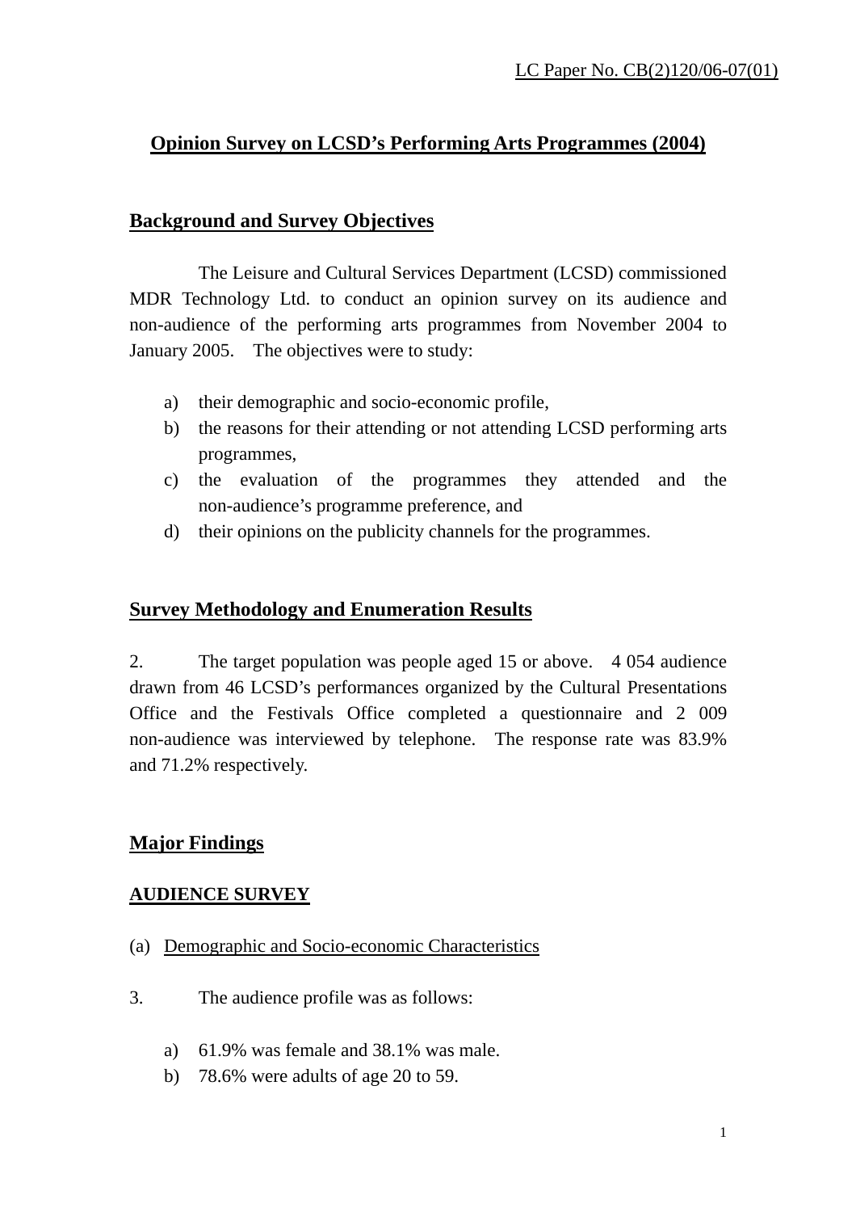LC Paper No. CB(2)120/06-07(01)

# Opinion Survey on LCSD's Performing Arts Programmes (2004)

## Background and Survey Objectives

The Leisure and Cultural Services Department (LCSD) commissioned MDR Technology Ltd. to conduct an opinion survey on its audience and non-audience of the performing arts programmes from November 2004 to January 2005. The objectives were to study:

a) their demographic and socio-economic profile,
b) the reasons for their attending or not attending LCSD performing arts programmes,
c) the evaluation of the programmes they attended and the non-audience's programme preference, and
d) their opinions on the publicity channels for the programmes.

## Survey Methodology and Enumeration Results

2. The target population was people aged 15 or above. 4 054 audience drawn from 46 LCSD's performances organized by the Cultural Presentations Office and the Festivals Office completed a questionnaire and 2 009 non-audience was interviewed by telephone. The response rate was 83.9% and 71.2% respectively.

## Major Findings

### AUDIENCE SURVEY

(a) Demographic and Socio-economic Characteristics

3. The audience profile was as follows:

a) 61.9% was female and 38.1% was male.
b) 78.6% were adults of age 20 to 59.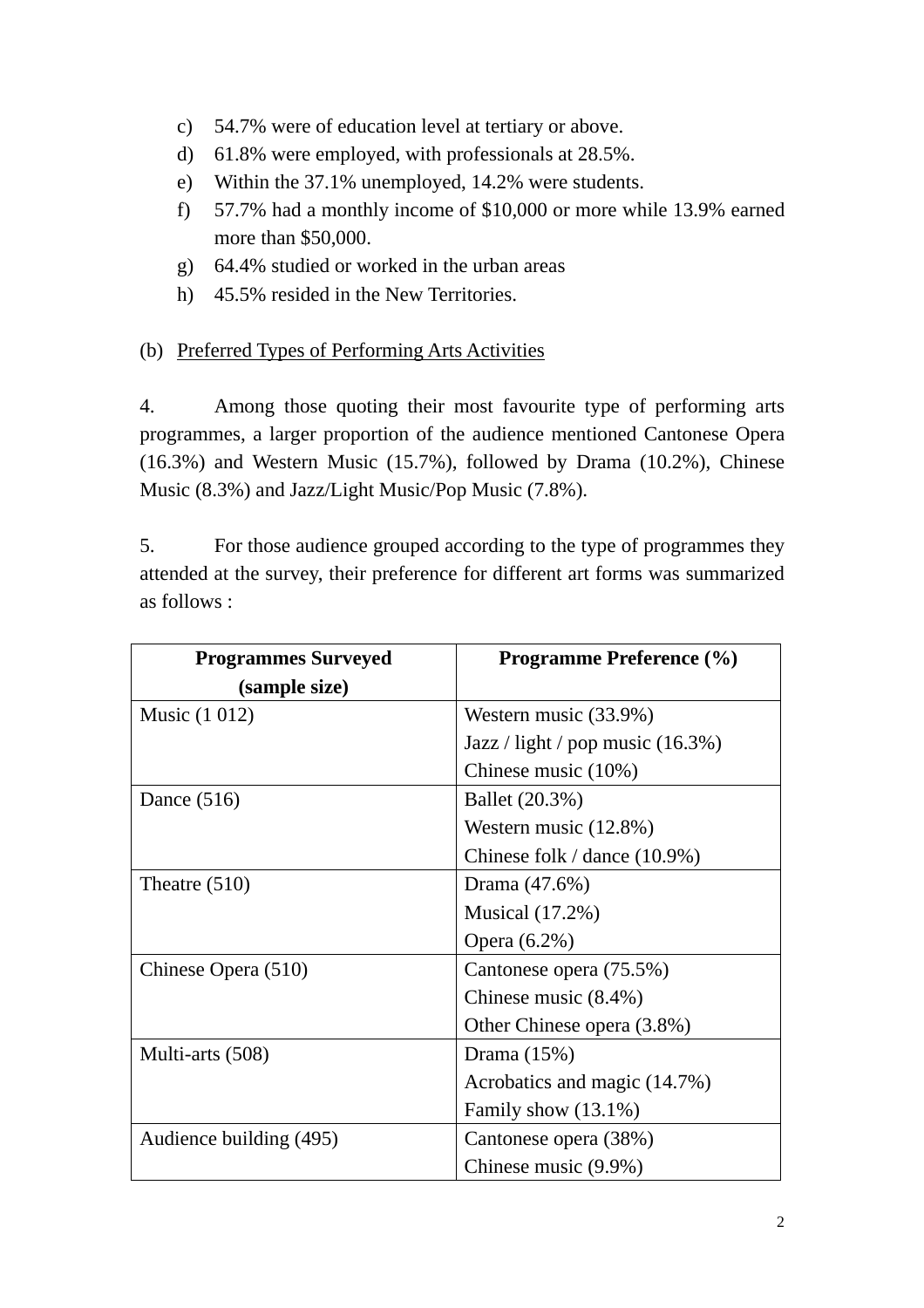c) 54.7% were of education level at tertiary or above.
d) 61.8% were employed, with professionals at 28.5%.
e) Within the 37.1% unemployed, 14.2% were students.
f) 57.7% had a monthly income of $10,000 or more while 13.9% earned more than $50,000.
g) 64.4% studied or worked in the urban areas
h) 45.5% resided in the New Territories.

(b) Preferred Types of Performing Arts Activities

4. Among those quoting their most favourite type of performing arts programmes, a larger proportion of the audience mentioned Cantonese Opera (16.3%) and Western Music (15.7%), followed by Drama (10.2%), Chinese Music (8.3%) and Jazz/Light Music/Pop Music (7.8%).

5. For those audience grouped according to the type of programmes they attended at the survey, their preference for different art forms was summarized as follows :

| **Programmes Surveyed (sample size)** | **Programme Preference (%)** |
|---|---|
| Music (1 012) | Western music (33.9%)<br>Jazz / light / pop music (16.3%)<br>Chinese music (10%) |
| Dance (516) | Ballet (20.3%)<br>Western music (12.8%)<br>Chinese folk / dance (10.9%) |
| Theatre (510) | Drama (47.6%)<br>Musical (17.2%)<br>Opera (6.2%) |
| Chinese Opera (510) | Cantonese opera (75.5%)<br>Chinese music (8.4%)<br>Other Chinese opera (3.8%) |
| Multi-arts (508) | Drama (15%)<br>Acrobatics and magic (14.7%)<br>Family show (13.1%) |
| Audience building (495) | Cantonese opera (38%)<br>Chinese music (9.9%) |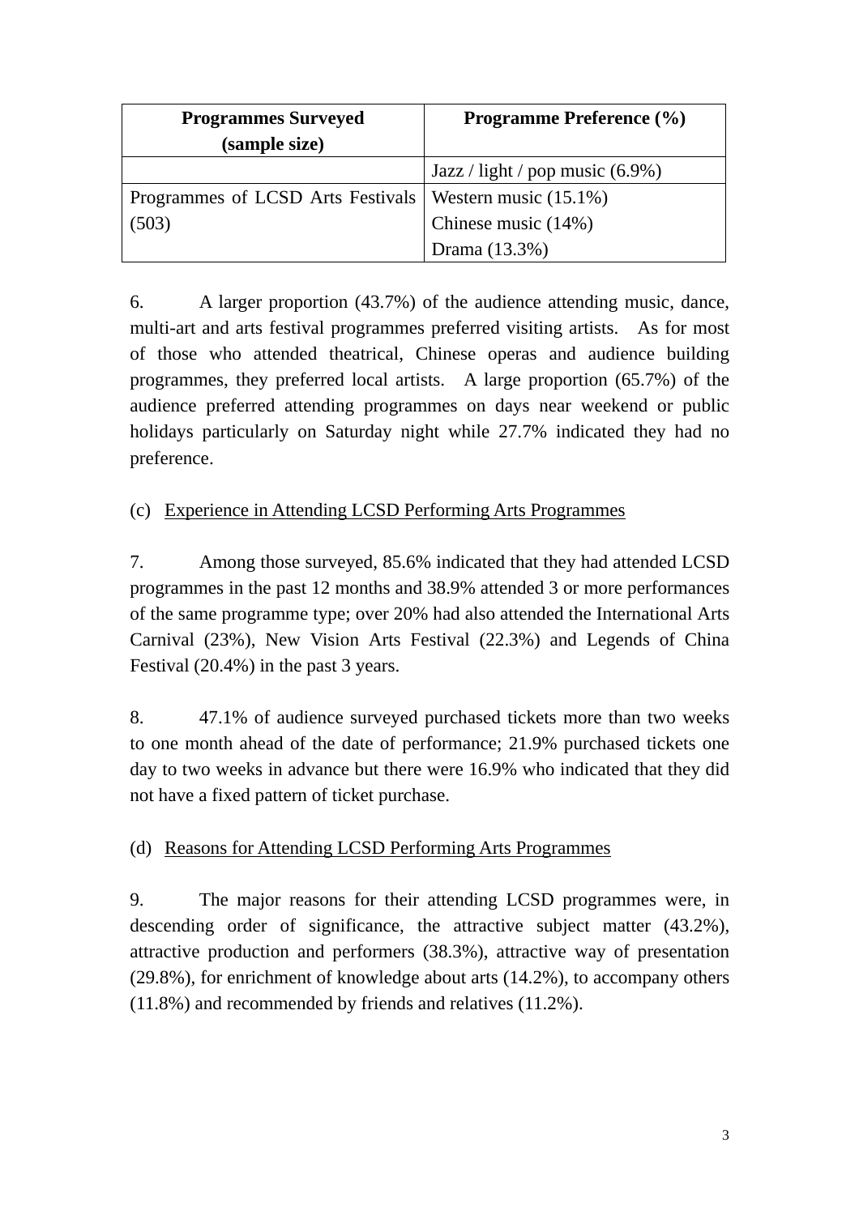| Programmes Surveyed (sample size) | Programme Preference (%) |
|---|---|
| | Jazz / light / pop music (6.9%) |
| Programmes of LCSD Arts Festivals (503) | Western music (15.1%)<br>Chinese music (14%)<br>Drama (13.3%) |

6. A larger proportion (43.7%) of the audience attending music, dance, multi-art and arts festival programmes preferred visiting artists. As for most of those who attended theatrical, Chinese operas and audience building programmes, they preferred local artists. A large proportion (65.7%) of the audience preferred attending programmes on days near weekend or public holidays particularly on Saturday night while 27.7% indicated they had no preference.

(c) <u>Experience in Attending LCSD Performing Arts Programmes</u>

7. Among those surveyed, 85.6% indicated that they had attended LCSD programmes in the past 12 months and 38.9% attended 3 or more performances of the same programme type; over 20% had also attended the International Arts Carnival (23%), New Vision Arts Festival (22.3%) and Legends of China Festival (20.4%) in the past 3 years.

8. 47.1% of audience surveyed purchased tickets more than two weeks to one month ahead of the date of performance; 21.9% purchased tickets one day to two weeks in advance but there were 16.9% who indicated that they did not have a fixed pattern of ticket purchase.

(d) <u>Reasons for Attending LCSD Performing Arts Programmes</u>

9. The major reasons for their attending LCSD programmes were, in descending order of significance, the attractive subject matter (43.2%), attractive production and performers (38.3%), attractive way of presentation (29.8%), for enrichment of knowledge about arts (14.2%), to accompany others (11.8%) and recommended by friends and relatives (11.2%).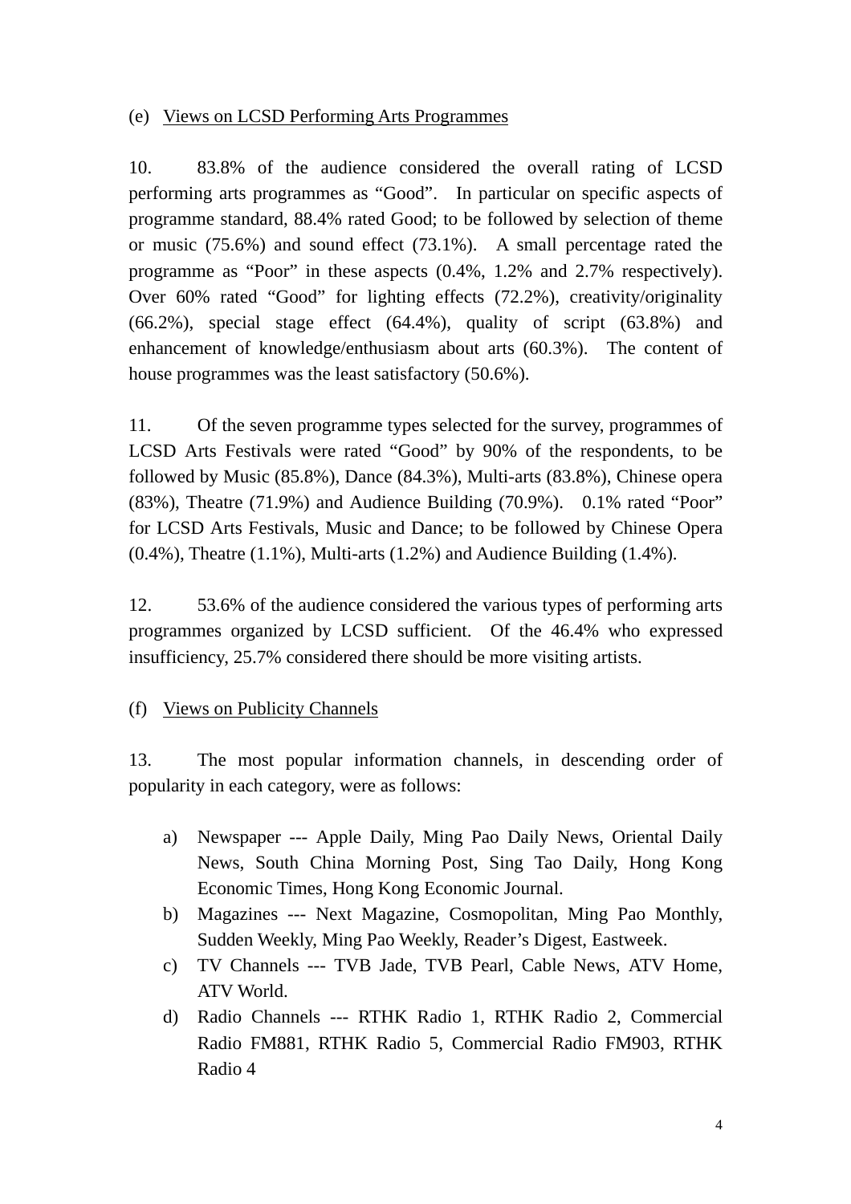(e) Views on LCSD Performing Arts Programmes

10. 83.8% of the audience considered the overall rating of LCSD performing arts programmes as "Good". In particular on specific aspects of programme standard, 88.4% rated Good; to be followed by selection of theme or music (75.6%) and sound effect (73.1%). A small percentage rated the programme as "Poor" in these aspects (0.4%, 1.2% and 2.7% respectively). Over 60% rated "Good" for lighting effects (72.2%), creativity/originality (66.2%), special stage effect (64.4%), quality of script (63.8%) and enhancement of knowledge/enthusiasm about arts (60.3%). The content of house programmes was the least satisfactory (50.6%).

11. Of the seven programme types selected for the survey, programmes of LCSD Arts Festivals were rated "Good" by 90% of the respondents, to be followed by Music (85.8%), Dance (84.3%), Multi-arts (83.8%), Chinese opera (83%), Theatre (71.9%) and Audience Building (70.9%). 0.1% rated "Poor" for LCSD Arts Festivals, Music and Dance; to be followed by Chinese Opera (0.4%), Theatre (1.1%), Multi-arts (1.2%) and Audience Building (1.4%).

12. 53.6% of the audience considered the various types of performing arts programmes organized by LCSD sufficient. Of the 46.4% who expressed insufficiency, 25.7% considered there should be more visiting artists.

(f) Views on Publicity Channels

13. The most popular information channels, in descending order of popularity in each category, were as follows:

a) Newspaper --- Apple Daily, Ming Pao Daily News, Oriental Daily News, South China Morning Post, Sing Tao Daily, Hong Kong Economic Times, Hong Kong Economic Journal.
b) Magazines --- Next Magazine, Cosmopolitan, Ming Pao Monthly, Sudden Weekly, Ming Pao Weekly, Reader's Digest, Eastweek.
c) TV Channels --- TVB Jade, TVB Pearl, Cable News, ATV Home, ATV World.
d) Radio Channels --- RTHK Radio 1, RTHK Radio 2, Commercial Radio FM881, RTHK Radio 5, Commercial Radio FM903, RTHK Radio 4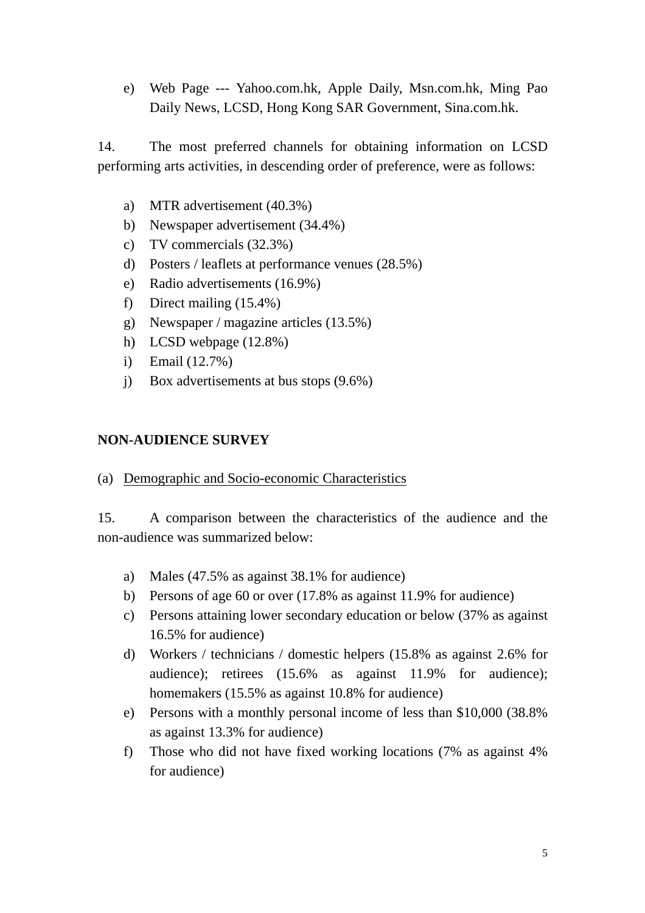e) Web Page --- Yahoo.com.hk, Apple Daily, Msn.com.hk, Ming Pao Daily News, LCSD, Hong Kong SAR Government, Sina.com.hk.

14. The most preferred channels for obtaining information on LCSD performing arts activities, in descending order of preference, were as follows:

a) MTR advertisement (40.3%)
b) Newspaper advertisement (34.4%)
c) TV commercials (32.3%)
d) Posters / leaflets at performance venues (28.5%)
e) Radio advertisements (16.9%)
f) Direct mailing (15.4%)
g) Newspaper / magazine articles (13.5%)
h) LCSD webpage (12.8%)
i) Email (12.7%)
j) Box advertisements at bus stops (9.6%)

## NON-AUDIENCE SURVEY

(a) Demographic and Socio-economic Characteristics

15. A comparison between the characteristics of the audience and the non-audience was summarized below:

a) Males (47.5% as against 38.1% for audience)
b) Persons of age 60 or over (17.8% as against 11.9% for audience)
c) Persons attaining lower secondary education or below (37% as against 16.5% for audience)
d) Workers / technicians / domestic helpers (15.8% as against 2.6% for audience); retirees (15.6% as against 11.9% for audience); homemakers (15.5% as against 10.8% for audience)
e) Persons with a monthly personal income of less than $10,000 (38.8% as against 13.3% for audience)
f) Those who did not have fixed working locations (7% as against 4% for audience)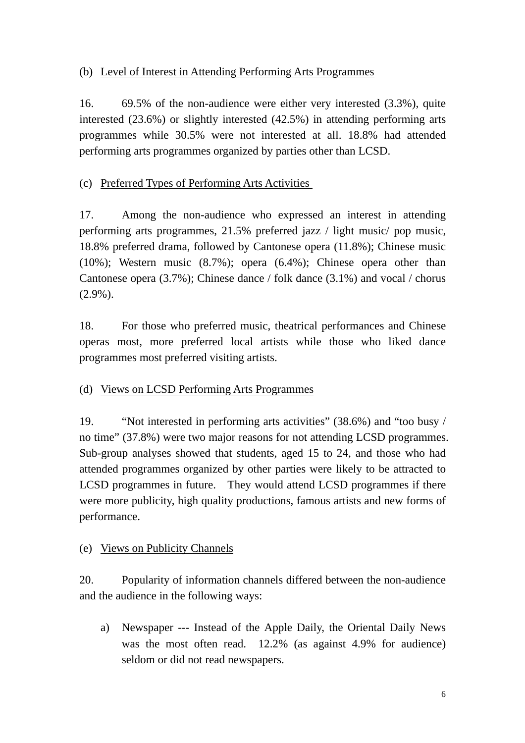(b) Level of Interest in Attending Performing Arts Programmes

16. 69.5% of the non-audience were either very interested (3.3%), quite interested (23.6%) or slightly interested (42.5%) in attending performing arts programmes while 30.5% were not interested at all. 18.8% had attended performing arts programmes organized by parties other than LCSD.

(c) Preferred Types of Performing Arts Activities

17. Among the non-audience who expressed an interest in attending performing arts programmes, 21.5% preferred jazz / light music/ pop music, 18.8% preferred drama, followed by Cantonese opera (11.8%); Chinese music (10%); Western music (8.7%); opera (6.4%); Chinese opera other than Cantonese opera (3.7%); Chinese dance / folk dance (3.1%) and vocal / chorus (2.9%).

18. For those who preferred music, theatrical performances and Chinese operas most, more preferred local artists while those who liked dance programmes most preferred visiting artists.

(d) Views on LCSD Performing Arts Programmes

19. "Not interested in performing arts activities" (38.6%) and "too busy / no time" (37.8%) were two major reasons for not attending LCSD programmes. Sub-group analyses showed that students, aged 15 to 24, and those who had attended programmes organized by other parties were likely to be attracted to LCSD programmes in future. They would attend LCSD programmes if there were more publicity, high quality productions, famous artists and new forms of performance.

(e) Views on Publicity Channels

20. Popularity of information channels differed between the non-audience and the audience in the following ways:

a) Newspaper --- Instead of the Apple Daily, the Oriental Daily News was the most often read. 12.2% (as against 4.9% for audience) seldom or did not read newspapers.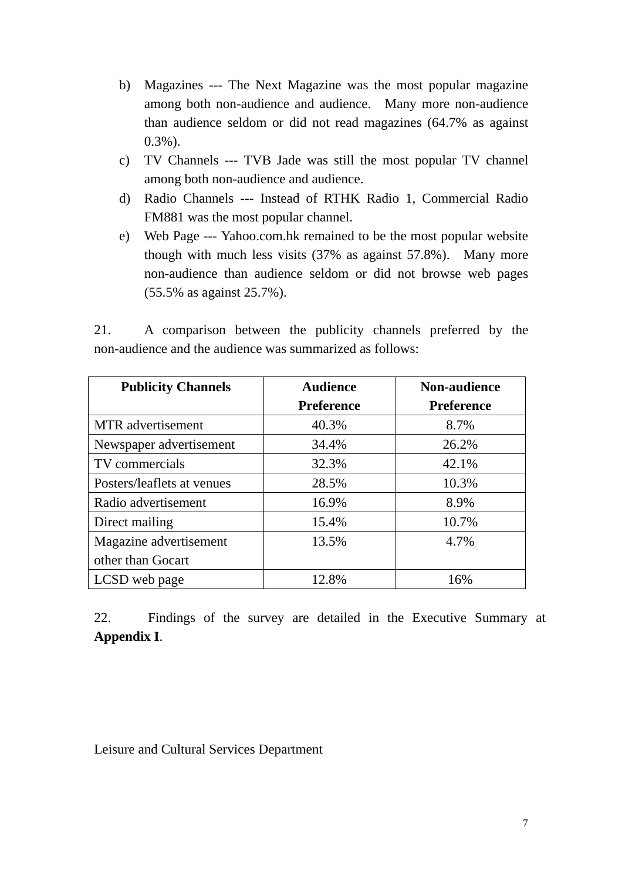b) Magazines --- The Next Magazine was the most popular magazine among both non-audience and audience. Many more non-audience than audience seldom or did not read magazines (64.7% as against 0.3%).
c) TV Channels --- TVB Jade was still the most popular TV channel among both non-audience and audience.
d) Radio Channels --- Instead of RTHK Radio 1, Commercial Radio FM881 was the most popular channel.
e) Web Page --- Yahoo.com.hk remained to be the most popular website though with much less visits (37% as against 57.8%). Many more non-audience than audience seldom or did not browse web pages (55.5% as against 25.7%).

21. A comparison between the publicity channels preferred by the non-audience and the audience was summarized as follows:

| Publicity Channels | Audience Preference | Non-audience Preference |
|---|---|---|
| MTR advertisement | 40.3% | 8.7% |
| Newspaper advertisement | 34.4% | 26.2% |
| TV commercials | 32.3% | 42.1% |
| Posters/leaflets at venues | 28.5% | 10.3% |
| Radio advertisement | 16.9% | 8.9% |
| Direct mailing | 15.4% | 10.7% |
| Magazine advertisement other than Gocart | 13.5% | 4.7% |
| LCSD web page | 12.8% | 16% |

22. Findings of the survey are detailed in the Executive Summary at **Appendix I**.

Leisure and Cultural Services Department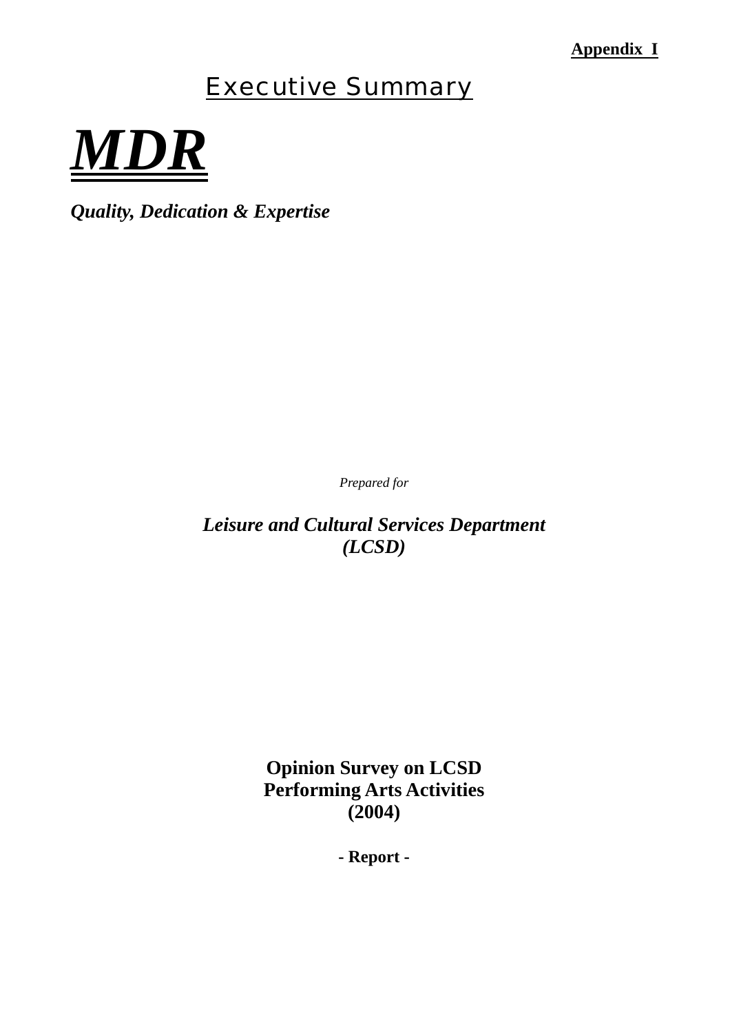**Appendix I**

# Executive Summary

# ***MDR***

***Quality, Dedication & Expertise***

*Prepared for*

***Leisure and Cultural Services Department (LCSD)***

**Opinion Survey on LCSD Performing Arts Activities (2004)**

**- Report -**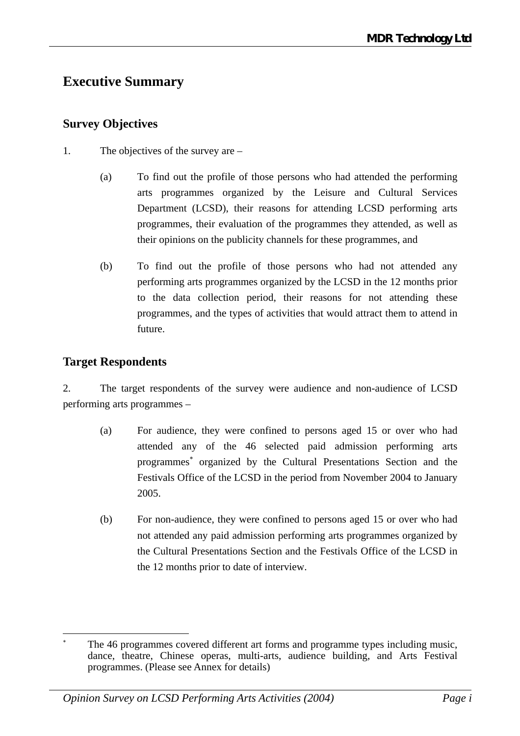# Executive Summary

## Survey Objectives

1. The objectives of the survey are –

   (a) To find out the profile of those persons who had attended the performing arts programmes organized by the Leisure and Cultural Services Department (LCSD), their reasons for attending LCSD performing arts programmes, their evaluation of the programmes they attended, as well as their opinions on the publicity channels for these programmes, and

   (b) To find out the profile of those persons who had not attended any performing arts programmes organized by the LCSD in the 12 months prior to the data collection period, their reasons for not attending these programmes, and the types of activities that would attract them to attend in future.

## Target Respondents

2. The target respondents of the survey were audience and non-audience of LCSD performing arts programmes –

   (a) For audience, they were confined to persons aged 15 or over who had attended any of the 46 selected paid admission performing arts programmes[*] organized by the Cultural Presentations Section and the Festivals Office of the LCSD in the period from November 2004 to January 2005.

   (b) For non-audience, they were confined to persons aged 15 or over who had not attended any paid admission performing arts programmes organized by the Cultural Presentations Section and the Festivals Office of the LCSD in the 12 months prior to date of interview.

---

[*] The 46 programmes covered different art forms and programme types including music, dance, theatre, Chinese operas, multi-arts, audience building, and Arts Festival programmes. (Please see Annex for details)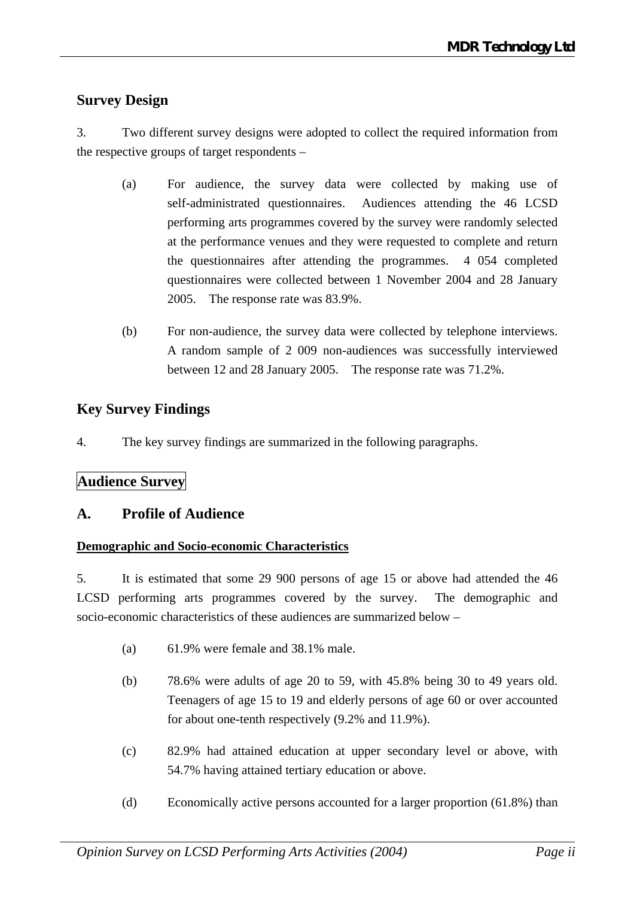## Survey Design

3. Two different survey designs were adopted to collect the required information from the respective groups of target respondents –

(a) For audience, the survey data were collected by making use of self-administrated questionnaires. Audiences attending the 46 LCSD performing arts programmes covered by the survey were randomly selected at the performance venues and they were requested to complete and return the questionnaires after attending the programmes. 4 054 completed questionnaires were collected between 1 November 2004 and 28 January 2005. The response rate was 83.9%.

(b) For non-audience, the survey data were collected by telephone interviews. A random sample of 2 009 non-audiences was successfully interviewed between 12 and 28 January 2005. The response rate was 71.2%.

## Key Survey Findings

4. The key survey findings are summarized in the following paragraphs.

## Audience Survey

### A. Profile of Audience

**Demographic and Socio-economic Characteristics**

5. It is estimated that some 29 900 persons of age 15 or above had attended the 46 LCSD performing arts programmes covered by the survey. The demographic and socio-economic characteristics of these audiences are summarized below –

(a) 61.9% were female and 38.1% male.

(b) 78.6% were adults of age 20 to 59, with 45.8% being 30 to 49 years old. Teenagers of age 15 to 19 and elderly persons of age 60 or over accounted for about one-tenth respectively (9.2% and 11.9%).

(c) 82.9% had attained education at upper secondary level or above, with 54.7% having attained tertiary education or above.

(d) Economically active persons accounted for a larger proportion (61.8%) than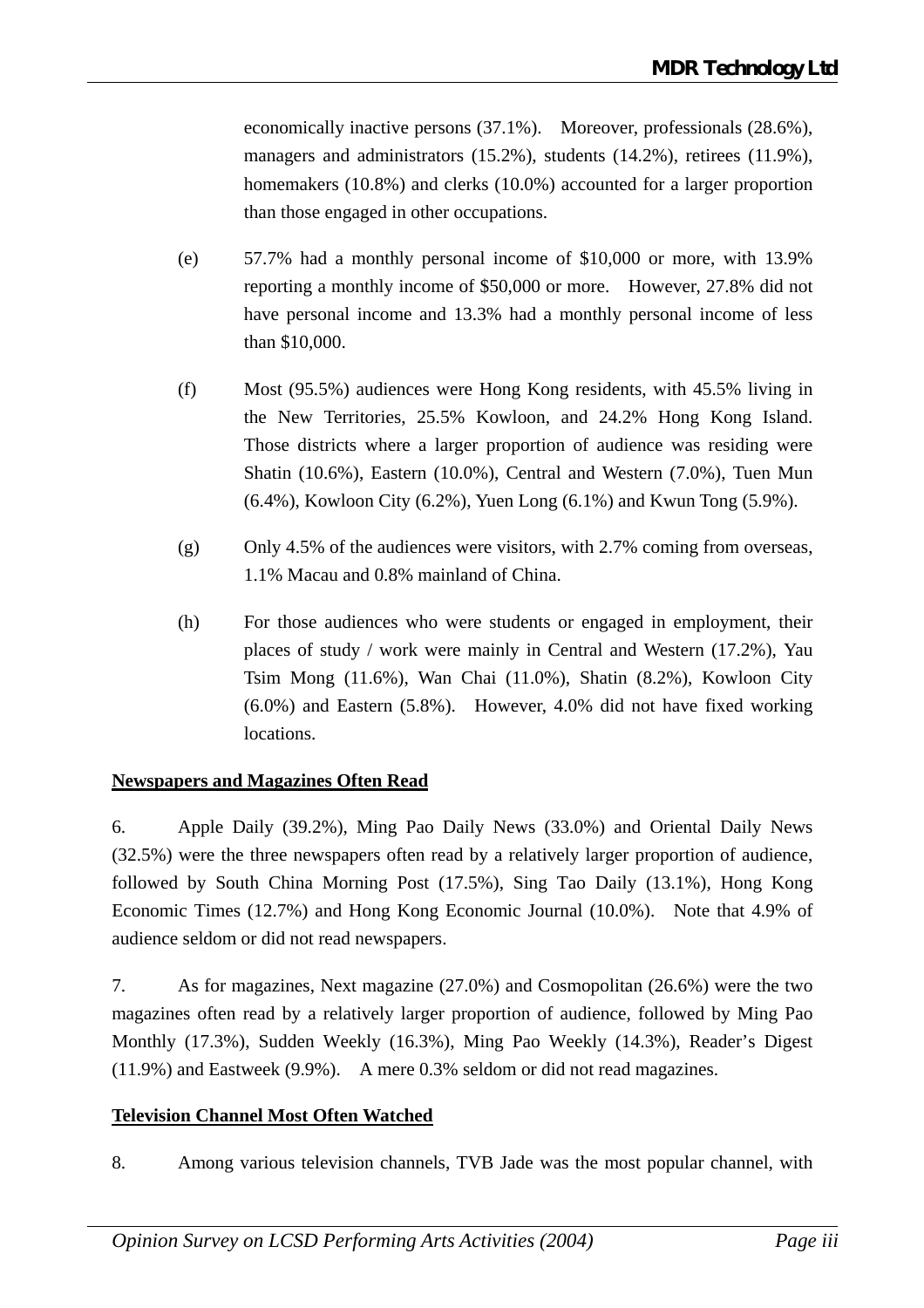economically inactive persons (37.1%). Moreover, professionals (28.6%), managers and administrators (15.2%), students (14.2%), retirees (11.9%), homemakers (10.8%) and clerks (10.0%) accounted for a larger proportion than those engaged in other occupations.

(e) 57.7% had a monthly personal income of $10,000 or more, with 13.9% reporting a monthly income of $50,000 or more. However, 27.8% did not have personal income and 13.3% had a monthly personal income of less than $10,000.

(f) Most (95.5%) audiences were Hong Kong residents, with 45.5% living in the New Territories, 25.5% Kowloon, and 24.2% Hong Kong Island. Those districts where a larger proportion of audience was residing were Shatin (10.6%), Eastern (10.0%), Central and Western (7.0%), Tuen Mun (6.4%), Kowloon City (6.2%), Yuen Long (6.1%) and Kwun Tong (5.9%).

(g) Only 4.5% of the audiences were visitors, with 2.7% coming from overseas, 1.1% Macau and 0.8% mainland of China.

(h) For those audiences who were students or engaged in employment, their places of study / work were mainly in Central and Western (17.2%), Yau Tsim Mong (11.6%), Wan Chai (11.0%), Shatin (8.2%), Kowloon City (6.0%) and Eastern (5.8%). However, 4.0% did not have fixed working locations.

**Newspapers and Magazines Often Read**

6. Apple Daily (39.2%), Ming Pao Daily News (33.0%) and Oriental Daily News (32.5%) were the three newspapers often read by a relatively larger proportion of audience, followed by South China Morning Post (17.5%), Sing Tao Daily (13.1%), Hong Kong Economic Times (12.7%) and Hong Kong Economic Journal (10.0%). Note that 4.9% of audience seldom or did not read newspapers.

7. As for magazines, Next magazine (27.0%) and Cosmopolitan (26.6%) were the two magazines often read by a relatively larger proportion of audience, followed by Ming Pao Monthly (17.3%), Sudden Weekly (16.3%), Ming Pao Weekly (14.3%), Reader's Digest (11.9%) and Eastweek (9.9%). A mere 0.3% seldom or did not read magazines.

**Television Channel Most Often Watched**

8. Among various television channels, TVB Jade was the most popular channel, with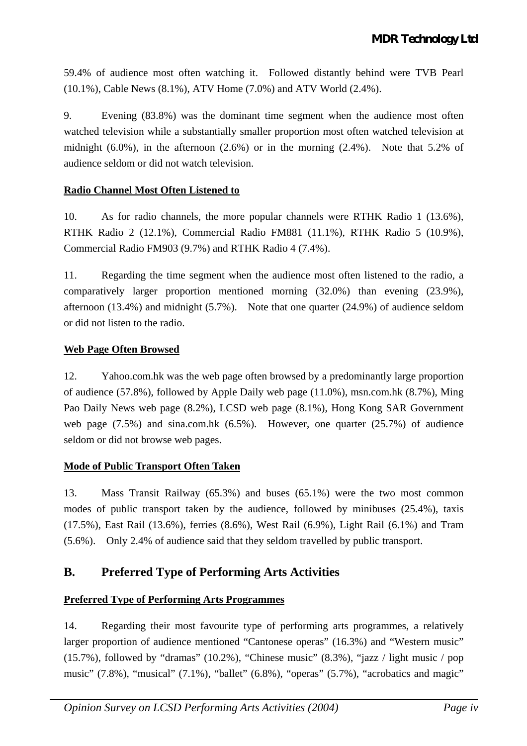59.4% of audience most often watching it. Followed distantly behind were TVB Pearl (10.1%), Cable News (8.1%), ATV Home (7.0%) and ATV World (2.4%).

9. Evening (83.8%) was the dominant time segment when the audience most often watched television while a substantially smaller proportion most often watched television at midnight (6.0%), in the afternoon (2.6%) or in the morning (2.4%). Note that 5.2% of audience seldom or did not watch television.

**Radio Channel Most Often Listened to**

10. As for radio channels, the more popular channels were RTHK Radio 1 (13.6%), RTHK Radio 2 (12.1%), Commercial Radio FM881 (11.1%), RTHK Radio 5 (10.9%), Commercial Radio FM903 (9.7%) and RTHK Radio 4 (7.4%).

11. Regarding the time segment when the audience most often listened to the radio, a comparatively larger proportion mentioned morning (32.0%) than evening (23.9%), afternoon (13.4%) and midnight (5.7%). Note that one quarter (24.9%) of audience seldom or did not listen to the radio.

**Web Page Often Browsed**

12. Yahoo.com.hk was the web page often browsed by a predominantly large proportion of audience (57.8%), followed by Apple Daily web page (11.0%), msn.com.hk (8.7%), Ming Pao Daily News web page (8.2%), LCSD web page (8.1%), Hong Kong SAR Government web page (7.5%) and sina.com.hk (6.5%). However, one quarter (25.7%) of audience seldom or did not browse web pages.

**Mode of Public Transport Often Taken**

13. Mass Transit Railway (65.3%) and buses (65.1%) were the two most common modes of public transport taken by the audience, followed by minibuses (25.4%), taxis (17.5%), East Rail (13.6%), ferries (8.6%), West Rail (6.9%), Light Rail (6.1%) and Tram (5.6%). Only 2.4% of audience said that they seldom travelled by public transport.

## B. Preferred Type of Performing Arts Activities

**Preferred Type of Performing Arts Programmes**

14. Regarding their most favourite type of performing arts programmes, a relatively larger proportion of audience mentioned "Cantonese operas" (16.3%) and "Western music" (15.7%), followed by "dramas" (10.2%), "Chinese music" (8.3%), "jazz / light music / pop music" (7.8%), "musical" (7.1%), "ballet" (6.8%), "operas" (5.7%), "acrobatics and magic"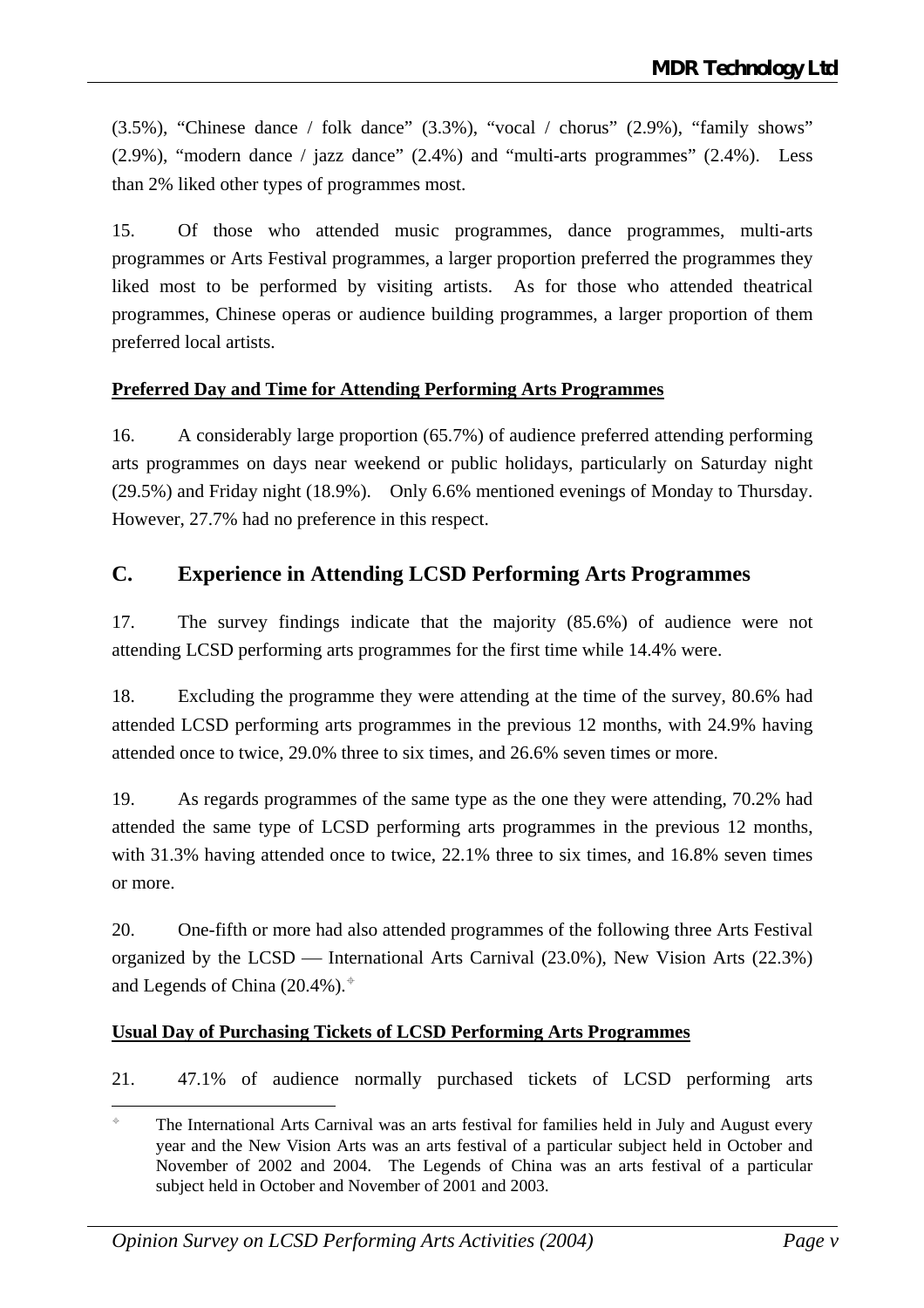(3.5%), "Chinese dance / folk dance" (3.3%), "vocal / chorus" (2.9%), "family shows" (2.9%), "modern dance / jazz dance" (2.4%) and "multi-arts programmes" (2.4%). Less than 2% liked other types of programmes most.

15. Of those who attended music programmes, dance programmes, multi-arts programmes or Arts Festival programmes, a larger proportion preferred the programmes they liked most to be performed by visiting artists. As for those who attended theatrical programmes, Chinese operas or audience building programmes, a larger proportion of them preferred local artists.

**Preferred Day and Time for Attending Performing Arts Programmes**

16. A considerably large proportion (65.7%) of audience preferred attending performing arts programmes on days near weekend or public holidays, particularly on Saturday night (29.5%) and Friday night (18.9%). Only 6.6% mentioned evenings of Monday to Thursday. However, 27.7% had no preference in this respect.

## C. Experience in Attending LCSD Performing Arts Programmes

17. The survey findings indicate that the majority (85.6%) of audience were not attending LCSD performing arts programmes for the first time while 14.4% were.

18. Excluding the programme they were attending at the time of the survey, 80.6% had attended LCSD performing arts programmes in the previous 12 months, with 24.9% having attended once to twice, 29.0% three to six times, and 26.6% seven times or more.

19. As regards programmes of the same type as the one they were attending, 70.2% had attended the same type of LCSD performing arts programmes in the previous 12 months, with 31.3% having attended once to twice, 22.1% three to six times, and 16.8% seven times or more.

20. One-fifth or more had also attended programmes of the following three Arts Festival organized by the LCSD — International Arts Carnival (23.0%), New Vision Arts (22.3%) and Legends of China (20.4%).[⌖]

**Usual Day of Purchasing Tickets of LCSD Performing Arts Programmes**

21. 47.1% of audience normally purchased tickets of LCSD performing arts

---

⌖ The International Arts Carnival was an arts festival for families held in July and August every year and the New Vision Arts was an arts festival of a particular subject held in October and November of 2002 and 2004. The Legends of China was an arts festival of a particular subject held in October and November of 2001 and 2003.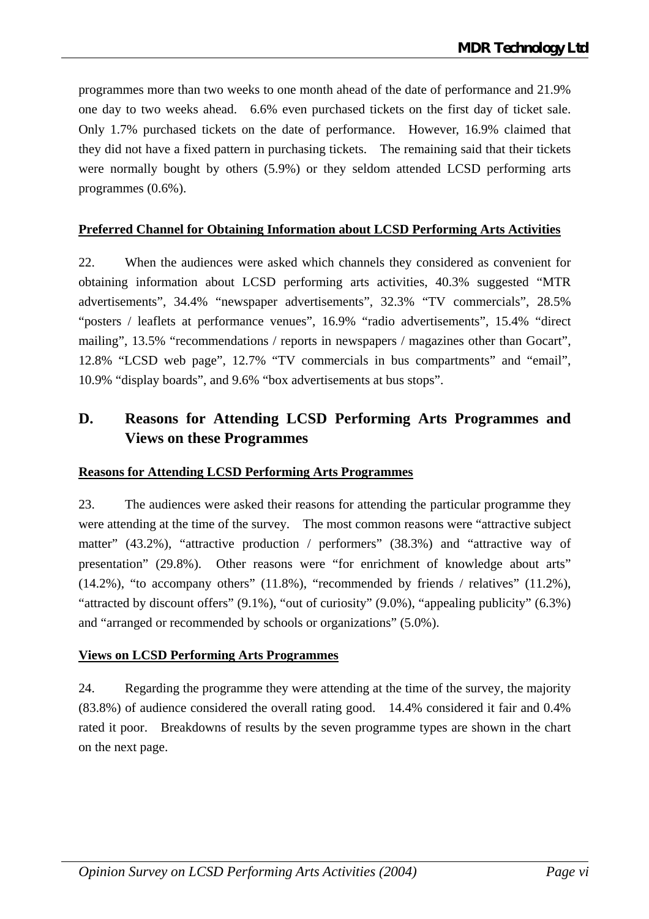programmes more than two weeks to one month ahead of the date of performance and 21.9% one day to two weeks ahead. 6.6% even purchased tickets on the first day of ticket sale. Only 1.7% purchased tickets on the date of performance. However, 16.9% claimed that they did not have a fixed pattern in purchasing tickets. The remaining said that their tickets were normally bought by others (5.9%) or they seldom attended LCSD performing arts programmes (0.6%).

**Preferred Channel for Obtaining Information about LCSD Performing Arts Activities**

22. When the audiences were asked which channels they considered as convenient for obtaining information about LCSD performing arts activities, 40.3% suggested "MTR advertisements", 34.4% "newspaper advertisements", 32.3% "TV commercials", 28.5% "posters / leaflets at performance venues", 16.9% "radio advertisements", 15.4% "direct mailing", 13.5% "recommendations / reports in newspapers / magazines other than Gocart", 12.8% "LCSD web page", 12.7% "TV commercials in bus compartments" and "email", 10.9% "display boards", and 9.6% "box advertisements at bus stops".

## D. Reasons for Attending LCSD Performing Arts Programmes and Views on these Programmes

**Reasons for Attending LCSD Performing Arts Programmes**

23. The audiences were asked their reasons for attending the particular programme they were attending at the time of the survey. The most common reasons were "attractive subject matter" (43.2%), "attractive production / performers" (38.3%) and "attractive way of presentation" (29.8%). Other reasons were "for enrichment of knowledge about arts" (14.2%), "to accompany others" (11.8%), "recommended by friends / relatives" (11.2%), "attracted by discount offers" (9.1%), "out of curiosity" (9.0%), "appealing publicity" (6.3%) and "arranged or recommended by schools or organizations" (5.0%).

**Views on LCSD Performing Arts Programmes**

24. Regarding the programme they were attending at the time of the survey, the majority (83.8%) of audience considered the overall rating good. 14.4% considered it fair and 0.4% rated it poor. Breakdowns of results by the seven programme types are shown in the chart on the next page.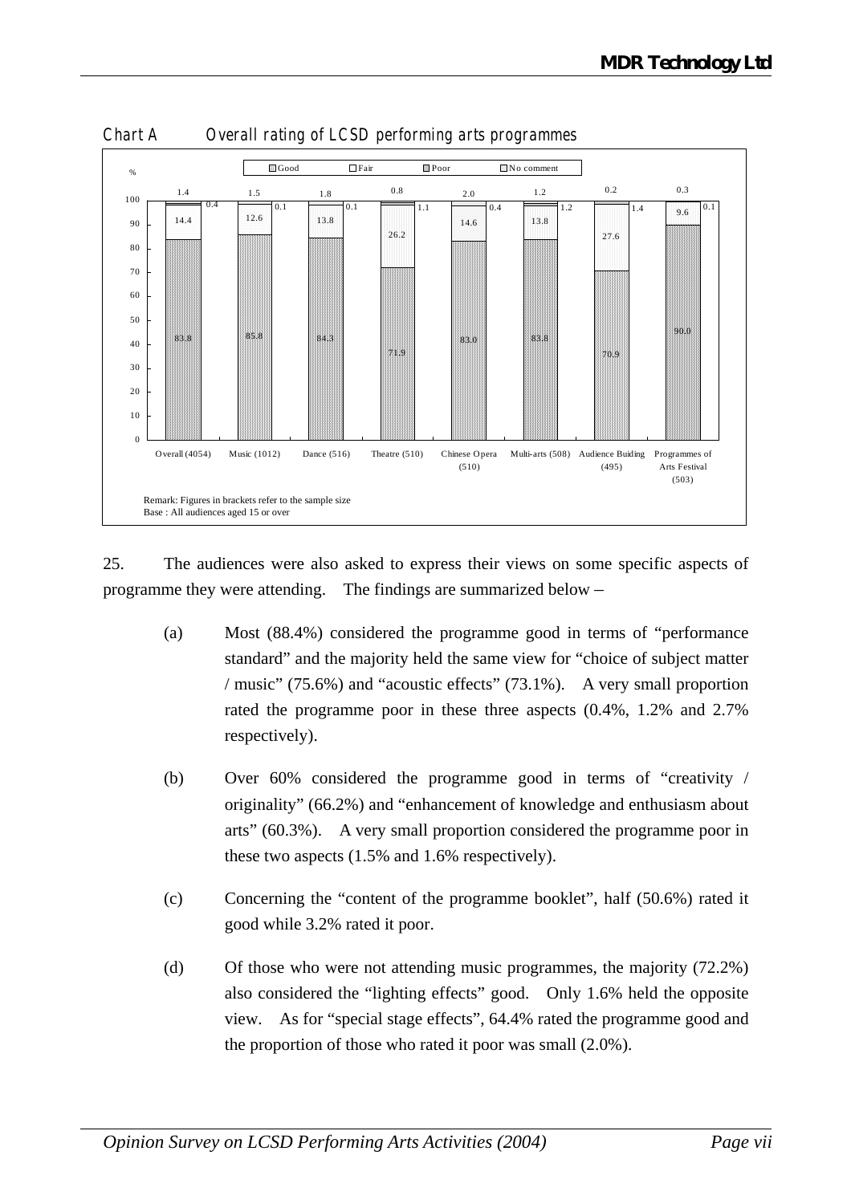Chart A Overall rating of LCSD performing arts programmes

| | Good | Fair | Poor | No comment |
|---|---|---|---|---|
| Overall (4054) | 83.8 | 14.4 | 0.4 | 1.4 |
| Music (1012) | 85.8 | 12.6 | 0.1 | 1.5 |
| Dance (516) | 84.3 | 13.8 | 0.1 | 1.8 |
| Theatre (510) | 71.9 | 26.2 | 1.1 | 0.8 |
| Chinese Opera (510) | 83.0 | 14.6 | 0.4 | 2.0 |
| Multi-arts (508) | 83.8 | 13.8 | 1.2 | 1.2 |
| Audience Buiding (495) | 70.9 | 27.6 | 1.4 | 0.2 |
| Programmes of Arts Festival (503) | 90.0 | 9.6 | 0.1 | 0.3 |

Remark: Figures in brackets refer to the sample size
Base : All audiences aged 15 or over

25. The audiences were also asked to express their views on some specific aspects of programme they were attending. The findings are summarized below –

(a) Most (88.4%) considered the programme good in terms of "performance standard" and the majority held the same view for "choice of subject matter / music" (75.6%) and "acoustic effects" (73.1%). A very small proportion rated the programme poor in these three aspects (0.4%, 1.2% and 2.7% respectively).

(b) Over 60% considered the programme good in terms of "creativity / originality" (66.2%) and "enhancement of knowledge and enthusiasm about arts" (60.3%). A very small proportion considered the programme poor in these two aspects (1.5% and 1.6% respectively).

(c) Concerning the "content of the programme booklet", half (50.6%) rated it good while 3.2% rated it poor.

(d) Of those who were not attending music programmes, the majority (72.2%) also considered the "lighting effects" good. Only 1.6% held the opposite view. As for "special stage effects", 64.4% rated the programme good and the proportion of those who rated it poor was small (2.0%).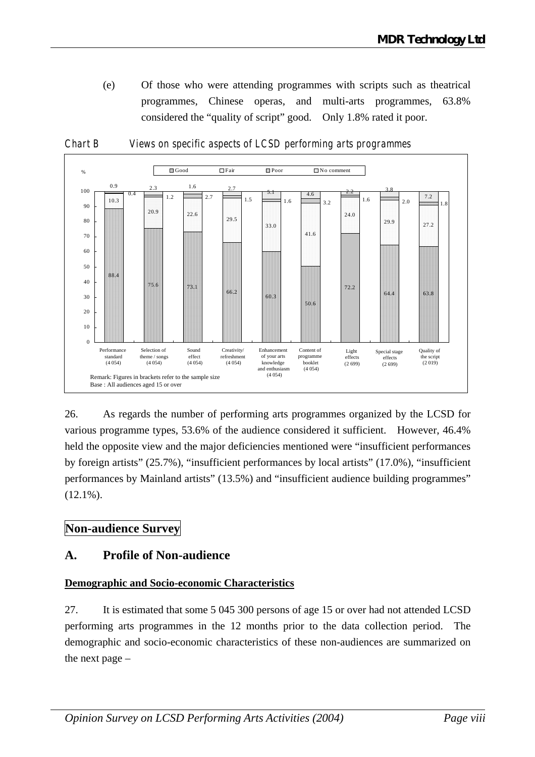(e) Of those who were attending programmes with scripts such as theatrical programmes, Chinese operas, and multi-arts programmes, 63.8% considered the "quality of script" good. Only 1.8% rated it poor.

*Chart B Views on specific aspects of LCSD performing arts programmes*

| Aspect (sample size) | Good (%) | Fair (%) | Poor (%) | No comment (%) |
|---|---|---|---|---|
| Performance standard (4 054) | 88.4 | 10.3 | 0.9 | 0.4 |
| Selection of theme / songs (4 054) | 75.6 | 20.9 | 2.3 | 1.2 |
| Sound effect (4 054) | 73.1 | 22.6 | 1.6 | 2.7 |
| Creativity/ refreshment (4 054) | 66.2 | 29.5 | 2.7 | 1.5 |
| Enhancement of your arts knowledge and enthusiasm (4 054) | 60.3 | 33.0 | 5.1 | 1.6 |
| Content of programme booklet (4 054) | 50.6 | 41.6 | 4.6 | 3.2 |
| Light effects (2 699) | 72.2 | 24.0 | 2.2 | 1.6 |
| Special stage effects (2 699) | 64.4 | 29.9 | 3.8 | 2.0 |
| Quality of the script (2 019) | 63.8 | 27.2 | 7.2 | 1.8 |

Remark: Figures in brackets refer to the sample size
Base : All audiences aged 15 or over

26. As regards the number of performing arts programmes organized by the LCSD for various programme types, 53.6% of the audience considered it sufficient. However, 46.4% held the opposite view and the major deficiencies mentioned were "insufficient performances by foreign artists" (25.7%), "insufficient performances by local artists" (17.0%), "insufficient performances by Mainland artists" (13.5%) and "insufficient audience building programmes" (12.1%).

## Non-audience Survey

## A. Profile of Non-audience

**Demographic and Socio-economic Characteristics**

27. It is estimated that some 5 045 300 persons of age 15 or over had not attended LCSD performing arts programmes in the 12 months prior to the data collection period. The demographic and socio-economic characteristics of these non-audiences are summarized on the next page –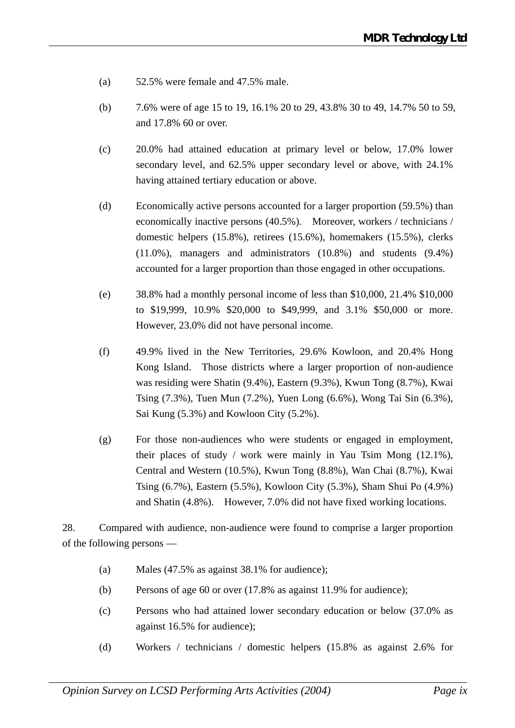(a) 52.5% were female and 47.5% male.

(b) 7.6% were of age 15 to 19, 16.1% 20 to 29, 43.8% 30 to 49, 14.7% 50 to 59, and 17.8% 60 or over.

(c) 20.0% had attained education at primary level or below, 17.0% lower secondary level, and 62.5% upper secondary level or above, with 24.1% having attained tertiary education or above.

(d) Economically active persons accounted for a larger proportion (59.5%) than economically inactive persons (40.5%). Moreover, workers / technicians / domestic helpers (15.8%), retirees (15.6%), homemakers (15.5%), clerks (11.0%), managers and administrators (10.8%) and students (9.4%) accounted for a larger proportion than those engaged in other occupations.

(e) 38.8% had a monthly personal income of less than $10,000, 21.4% $10,000 to $19,999, 10.9% $20,000 to $49,999, and 3.1% $50,000 or more. However, 23.0% did not have personal income.

(f) 49.9% lived in the New Territories, 29.6% Kowloon, and 20.4% Hong Kong Island. Those districts where a larger proportion of non-audience was residing were Shatin (9.4%), Eastern (9.3%), Kwun Tong (8.7%), Kwai Tsing (7.3%), Tuen Mun (7.2%), Yuen Long (6.6%), Wong Tai Sin (6.3%), Sai Kung (5.3%) and Kowloon City (5.2%).

(g) For those non-audiences who were students or engaged in employment, their places of study / work were mainly in Yau Tsim Mong (12.1%), Central and Western (10.5%), Kwun Tong (8.8%), Wan Chai (8.7%), Kwai Tsing (6.7%), Eastern (5.5%), Kowloon City (5.3%), Sham Shui Po (4.9%) and Shatin (4.8%). However, 7.0% did not have fixed working locations.

28. Compared with audience, non-audience were found to comprise a larger proportion of the following persons —

(a) Males (47.5% as against 38.1% for audience);

(b) Persons of age 60 or over (17.8% as against 11.9% for audience);

(c) Persons who had attained lower secondary education or below (37.0% as against 16.5% for audience);

(d) Workers / technicians / domestic helpers (15.8% as against 2.6% for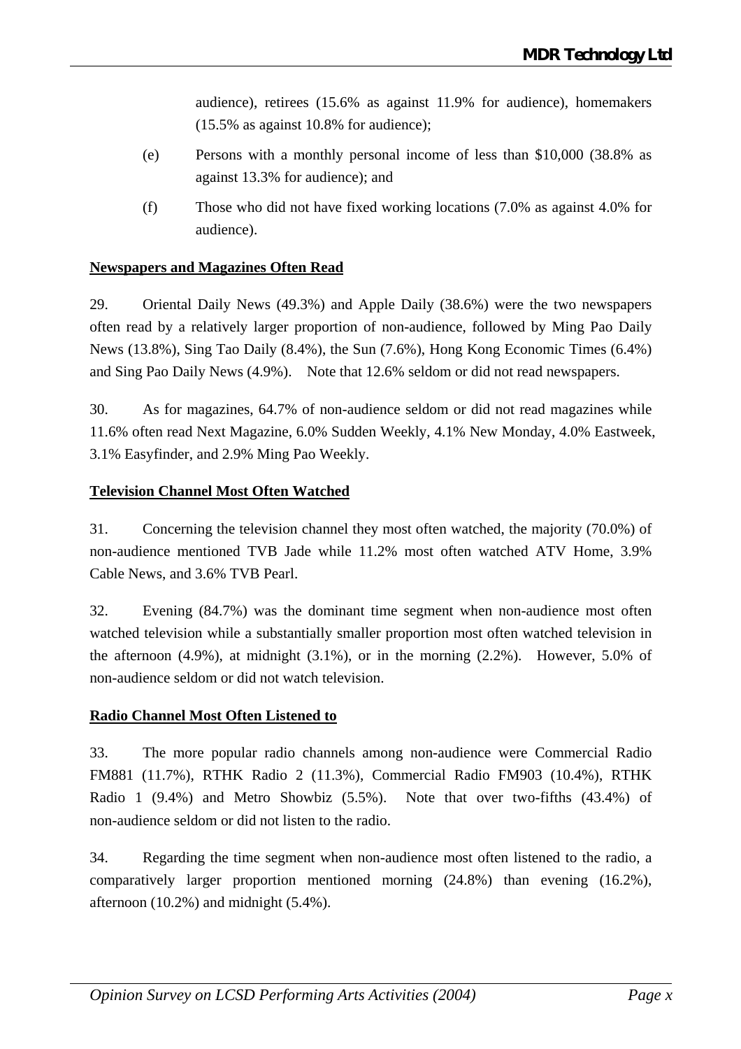audience), retirees (15.6% as against 11.9% for audience), homemakers (15.5% as against 10.8% for audience);

(e) Persons with a monthly personal income of less than $10,000 (38.8% as against 13.3% for audience); and

(f) Those who did not have fixed working locations (7.0% as against 4.0% for audience).

**Newspapers and Magazines Often Read**

29. Oriental Daily News (49.3%) and Apple Daily (38.6%) were the two newspapers often read by a relatively larger proportion of non-audience, followed by Ming Pao Daily News (13.8%), Sing Tao Daily (8.4%), the Sun (7.6%), Hong Kong Economic Times (6.4%) and Sing Pao Daily News (4.9%). Note that 12.6% seldom or did not read newspapers.

30. As for magazines, 64.7% of non-audience seldom or did not read magazines while 11.6% often read Next Magazine, 6.0% Sudden Weekly, 4.1% New Monday, 4.0% Eastweek, 3.1% Easyfinder, and 2.9% Ming Pao Weekly.

**Television Channel Most Often Watched**

31. Concerning the television channel they most often watched, the majority (70.0%) of non-audience mentioned TVB Jade while 11.2% most often watched ATV Home, 3.9% Cable News, and 3.6% TVB Pearl.

32. Evening (84.7%) was the dominant time segment when non-audience most often watched television while a substantially smaller proportion most often watched television in the afternoon (4.9%), at midnight (3.1%), or in the morning (2.2%). However, 5.0% of non-audience seldom or did not watch television.

**Radio Channel Most Often Listened to**

33. The more popular radio channels among non-audience were Commercial Radio FM881 (11.7%), RTHK Radio 2 (11.3%), Commercial Radio FM903 (10.4%), RTHK Radio 1 (9.4%) and Metro Showbiz (5.5%). Note that over two-fifths (43.4%) of non-audience seldom or did not listen to the radio.

34. Regarding the time segment when non-audience most often listened to the radio, a comparatively larger proportion mentioned morning (24.8%) than evening (16.2%), afternoon (10.2%) and midnight (5.4%).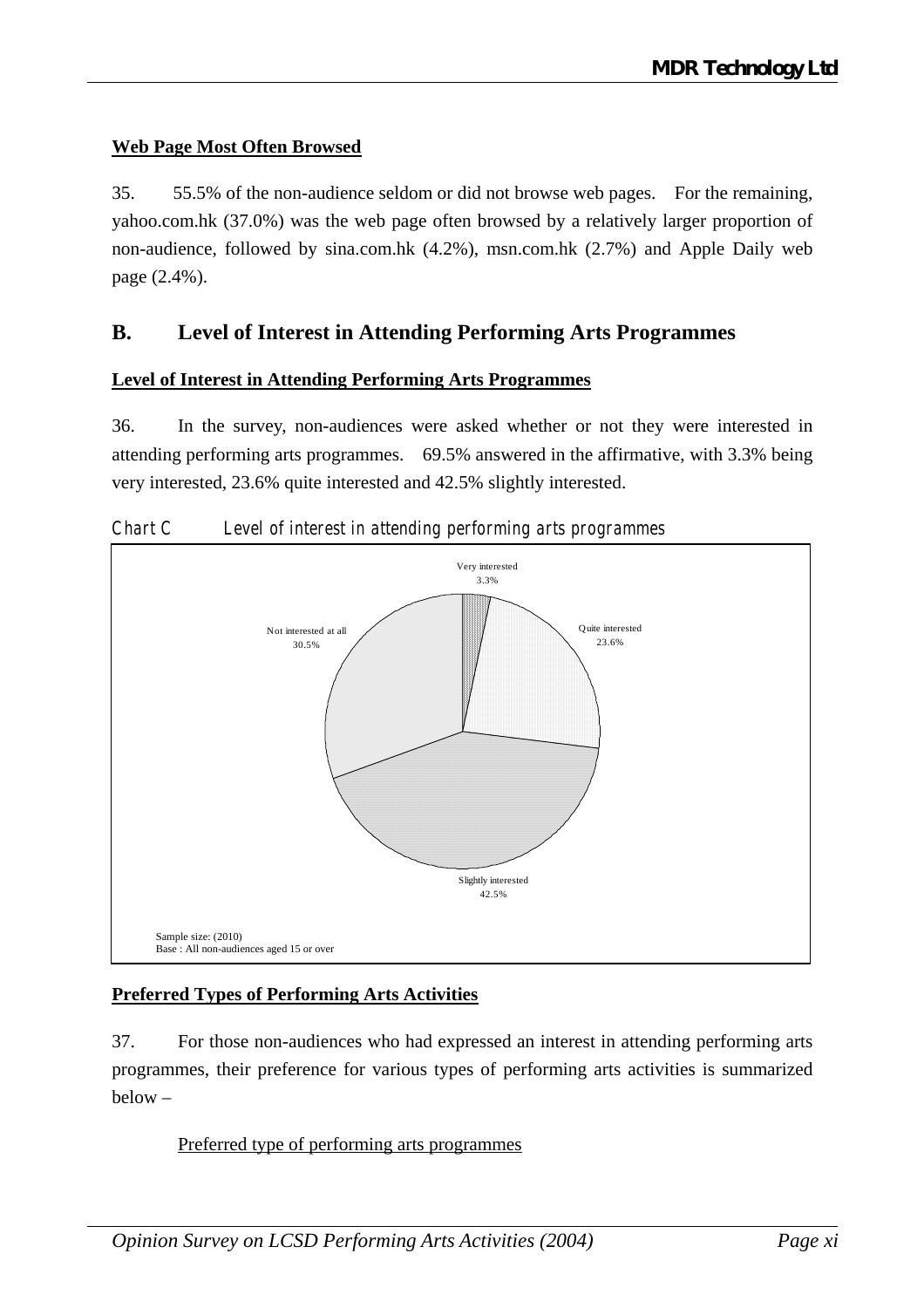### Web Page Most Often Browsed

35. 55.5% of the non-audience seldom or did not browse web pages. For the remaining, yahoo.com.hk (37.0%) was the web page often browsed by a relatively larger proportion of non-audience, followed by sina.com.hk (4.2%), msn.com.hk (2.7%) and Apple Daily web page (2.4%).

## B. Level of Interest in Attending Performing Arts Programmes

### Level of Interest in Attending Performing Arts Programmes

36. In the survey, non-audiences were asked whether or not they were interested in attending performing arts programmes. 69.5% answered in the affirmative, with 3.3% being very interested, 23.6% quite interested and 42.5% slightly interested.

Chart C Level of interest in attending performing arts programmes

Very interested 3.3%

Quite interested 23.6%

Slightly interested 42.5%

Not interested at all 30.5%

Sample size: (2010)
Base : All non-audiences aged 15 or over

### Preferred Types of Performing Arts Activities

37. For those non-audiences who had expressed an interest in attending performing arts programmes, their preference for various types of performing arts activities is summarized below –

Preferred type of performing arts programmes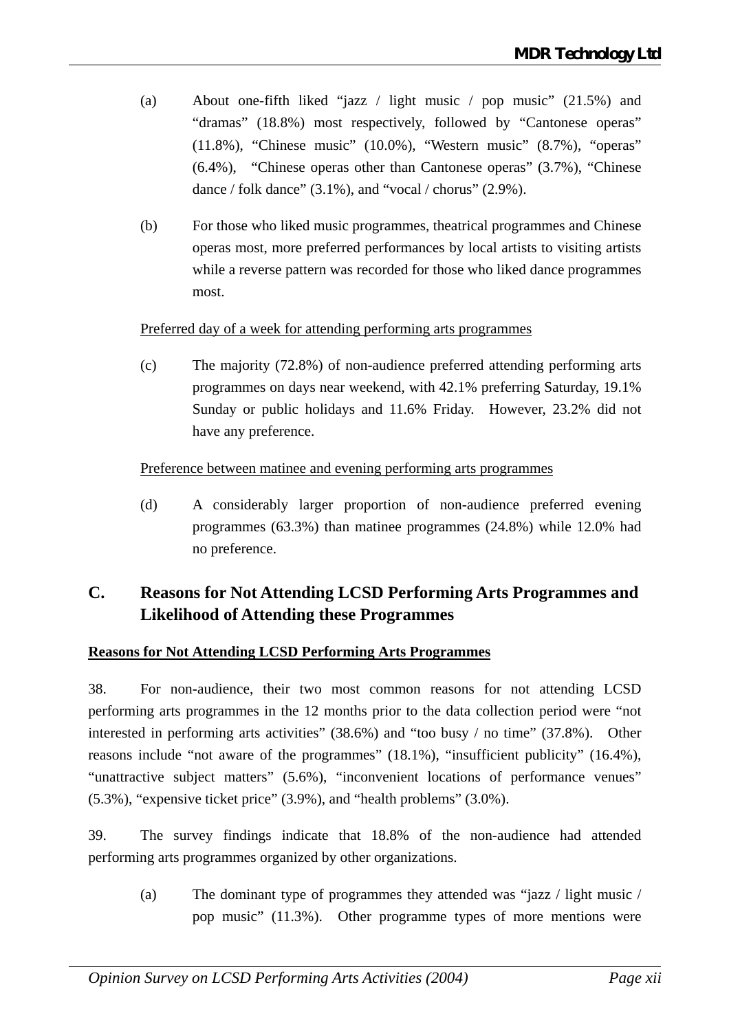(a) About one-fifth liked "jazz / light music / pop music" (21.5%) and "dramas" (18.8%) most respectively, followed by "Cantonese operas" (11.8%), "Chinese music" (10.0%), "Western music" (8.7%), "operas" (6.4%), "Chinese operas other than Cantonese operas" (3.7%), "Chinese dance / folk dance" (3.1%), and "vocal / chorus" (2.9%).

(b) For those who liked music programmes, theatrical programmes and Chinese operas most, more preferred performances by local artists to visiting artists while a reverse pattern was recorded for those who liked dance programmes most.

<u>Preferred day of a week for attending performing arts programmes</u>

(c) The majority (72.8%) of non-audience preferred attending performing arts programmes on days near weekend, with 42.1% preferring Saturday, 19.1% Sunday or public holidays and 11.6% Friday. However, 23.2% did not have any preference.

<u>Preference between matinee and evening performing arts programmes</u>

(d) A considerably larger proportion of non-audience preferred evening programmes (63.3%) than matinee programmes (24.8%) while 12.0% had no preference.

## C. Reasons for Not Attending LCSD Performing Arts Programmes and Likelihood of Attending these Programmes

**<u>Reasons for Not Attending LCSD Performing Arts Programmes</u>**

38. For non-audience, their two most common reasons for not attending LCSD performing arts programmes in the 12 months prior to the data collection period were "not interested in performing arts activities" (38.6%) and "too busy / no time" (37.8%). Other reasons include "not aware of the programmes" (18.1%), "insufficient publicity" (16.4%), "unattractive subject matters" (5.6%), "inconvenient locations of performance venues" (5.3%), "expensive ticket price" (3.9%), and "health problems" (3.0%).

39. The survey findings indicate that 18.8% of the non-audience had attended performing arts programmes organized by other organizations.

(a) The dominant type of programmes they attended was "jazz / light music / pop music" (11.3%). Other programme types of more mentions were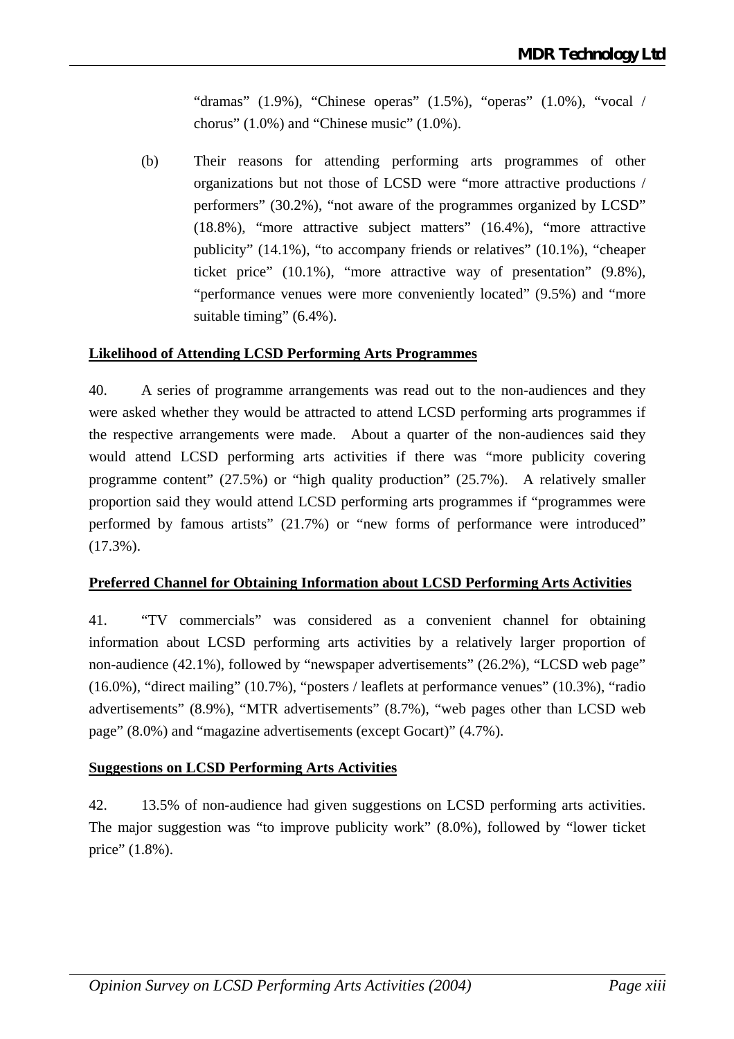"dramas" (1.9%), "Chinese operas" (1.5%), "operas" (1.0%), "vocal / chorus" (1.0%) and "Chinese music" (1.0%).

(b) Their reasons for attending performing arts programmes of other organizations but not those of LCSD were "more attractive productions / performers" (30.2%), "not aware of the programmes organized by LCSD" (18.8%), "more attractive subject matters" (16.4%), "more attractive publicity" (14.1%), "to accompany friends or relatives" (10.1%), "cheaper ticket price" (10.1%), "more attractive way of presentation" (9.8%), "performance venues were more conveniently located" (9.5%) and "more suitable timing" (6.4%).

**Likelihood of Attending LCSD Performing Arts Programmes**

40. A series of programme arrangements was read out to the non-audiences and they were asked whether they would be attracted to attend LCSD performing arts programmes if the respective arrangements were made. About a quarter of the non-audiences said they would attend LCSD performing arts activities if there was "more publicity covering programme content" (27.5%) or "high quality production" (25.7%). A relatively smaller proportion said they would attend LCSD performing arts programmes if "programmes were performed by famous artists" (21.7%) or "new forms of performance were introduced" (17.3%).

**Preferred Channel for Obtaining Information about LCSD Performing Arts Activities**

41. "TV commercials" was considered as a convenient channel for obtaining information about LCSD performing arts activities by a relatively larger proportion of non-audience (42.1%), followed by "newspaper advertisements" (26.2%), "LCSD web page" (16.0%), "direct mailing" (10.7%), "posters / leaflets at performance venues" (10.3%), "radio advertisements" (8.9%), "MTR advertisements" (8.7%), "web pages other than LCSD web page" (8.0%) and "magazine advertisements (except Gocart)" (4.7%).

**Suggestions on LCSD Performing Arts Activities**

42. 13.5% of non-audience had given suggestions on LCSD performing arts activities. The major suggestion was "to improve publicity work" (8.0%), followed by "lower ticket price" (1.8%).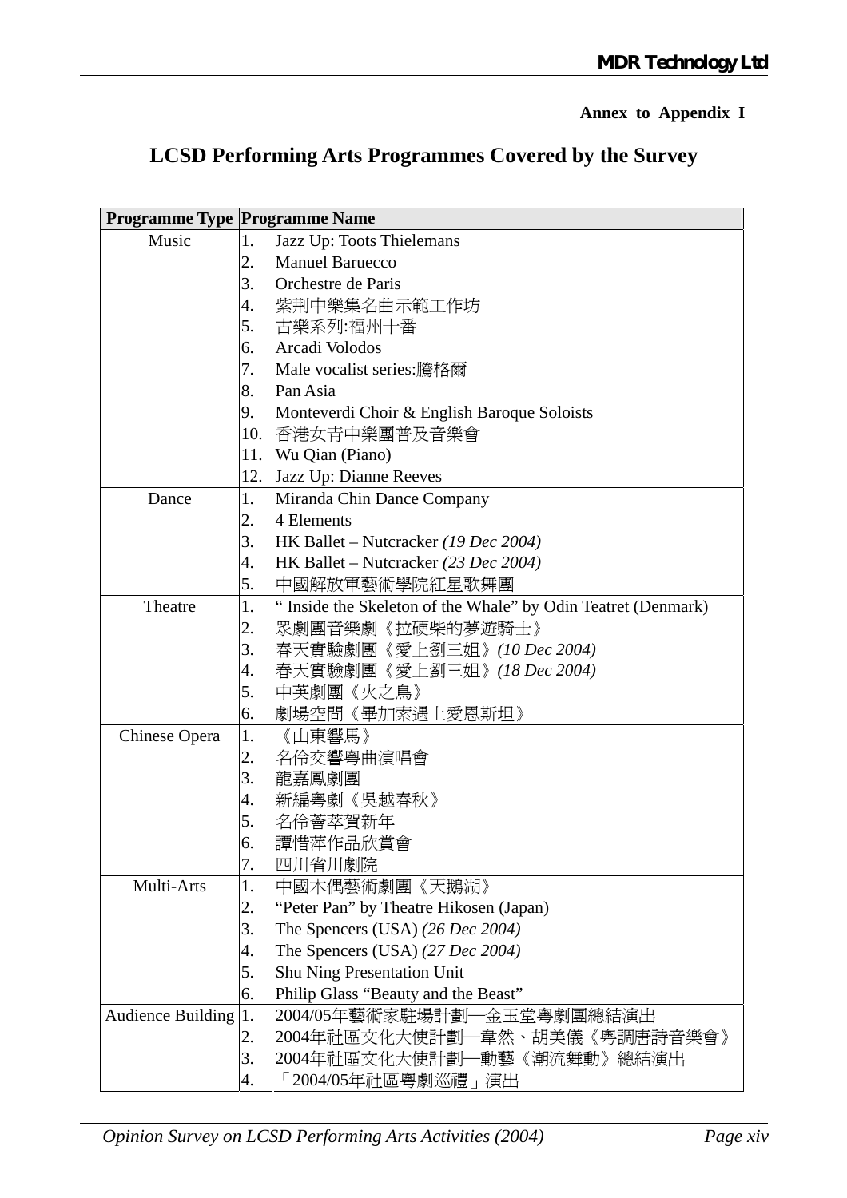**Annex to Appendix I**

## LCSD Performing Arts Programmes Covered by the Survey

| Programme Type | Programme Name |
|---|---|
| Music | 1. Jazz Up: Toots Thielemans |
| | 2. Manuel Barueco |
| | 3. Orchestre de Paris |
| | 4. 紫荆中樂集名曲示範工作坊 |
| | 5. 古樂系列:福州十番 |
| | 6. Arcadi Volodos |
| | 7. Male vocalist series:騰格爾 |
| | 8. Pan Asia |
| | 9. Monteverdi Choir & English Baroque Soloists |
| | 10. 香港女青中樂團普及音樂會 |
| | 11. Wu Qian (Piano) |
| | 12. Jazz Up: Dianne Reeves |
| Dance | 1. Miranda Chin Dance Company |
| | 2. 4 Elements |
| | 3. HK Ballet – Nutcracker *(19 Dec 2004)* |
| | 4. HK Ballet – Nutcracker *(23 Dec 2004)* |
| | 5. 中國解放軍藝術學院紅星歌舞團 |
| Theatre | 1. " Inside the Skeleton of the Whale" by Odin Teatret (Denmark) |
| | 2. 眾劇團音樂劇《拉硬柴的夢遊騎士》 |
| | 3. 春天實驗劇團《愛上劉三姐》*(10 Dec 2004)* |
| | 4. 春天實驗劇團《愛上劉三姐》*(18 Dec 2004)* |
| | 5. 中英劇團《火之鳥》 |
| | 6. 劇場空間《畢加索遇上愛恩斯坦》 |
| Chinese Opera | 1. 《山東響馬》 |
| | 2. 名伶交響粵曲演唱會 |
| | 3. 龍嘉鳳劇團 |
| | 4. 新編粵劇《吳越春秋》 |
| | 5. 名伶薈萃賀新年 |
| | 6. 譚惜萍作品欣賞會 |
| | 7. 四川省川劇院 |
| Multi-Arts | 1. 中國木偶藝術劇團《天鵝湖》 |
| | 2. "Peter Pan" by Theatre Hikosen (Japan) |
| | 3. The Spencers (USA) *(26 Dec 2004)* |
| | 4. The Spencers (USA) *(27 Dec 2004)* |
| | 5. Shu Ning Presentation Unit |
| | 6. Philip Glass "Beauty and the Beast" |
| Audience Building | 1. 2004/05年藝術家駐場計劃—金玉堂粵劇團總結演出 |
| | 2. 2004年社區文化大使計劃—韋然、胡美儀《粵調唐詩音樂會》 |
| | 3. 2004年社區文化大使計劃—動藝《潮流舞動》總結演出 |
| | 4. 「2004/05年社區粵劇巡禮」演出 |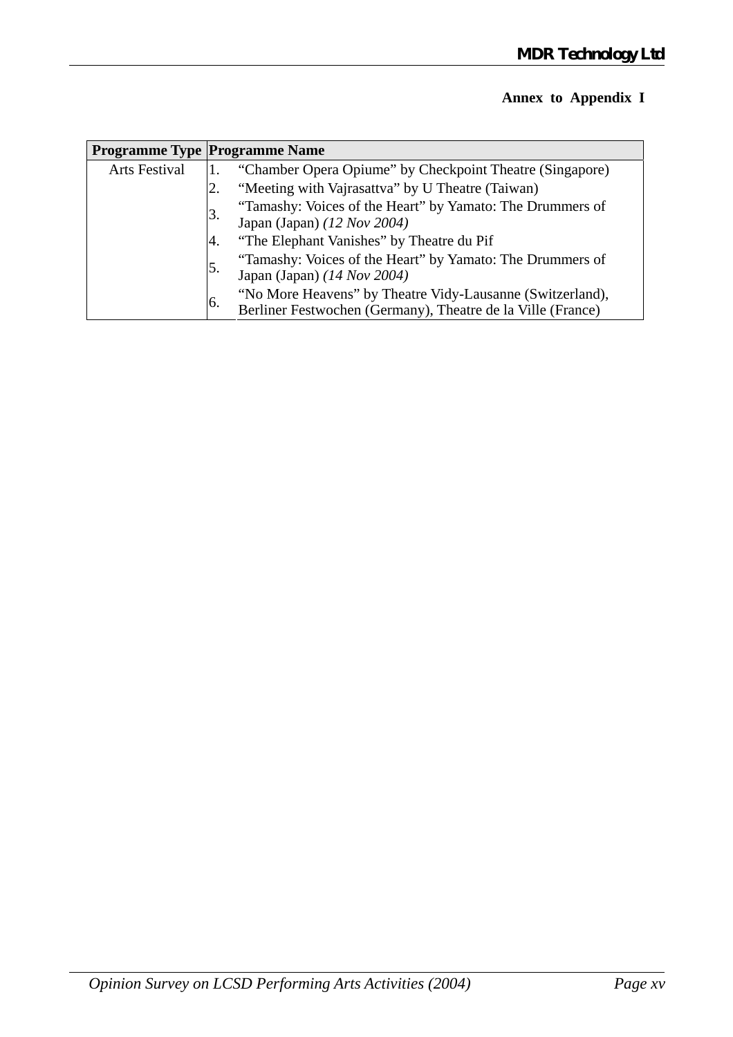**Annex to Appendix I**

| Programme Type | Programme Name |
|---|---|
| Arts Festival | 1. "Chamber Opera Opiume" by Checkpoint Theatre (Singapore) |
| | 2. "Meeting with Vajrasattva" by U Theatre (Taiwan) |
| | 3. "Tamashy: Voices of the Heart" by Yamato: The Drummers of Japan (Japan) *(12 Nov 2004)* |
| | 4. "The Elephant Vanishes" by Theatre du Pif |
| | 5. "Tamashy: Voices of the Heart" by Yamato: The Drummers of Japan (Japan) *(14 Nov 2004)* |
| | 6. "No More Heavens" by Theatre Vidy-Lausanne (Switzerland), Berliner Festwochen (Germany), Theatre de la Ville (France) |